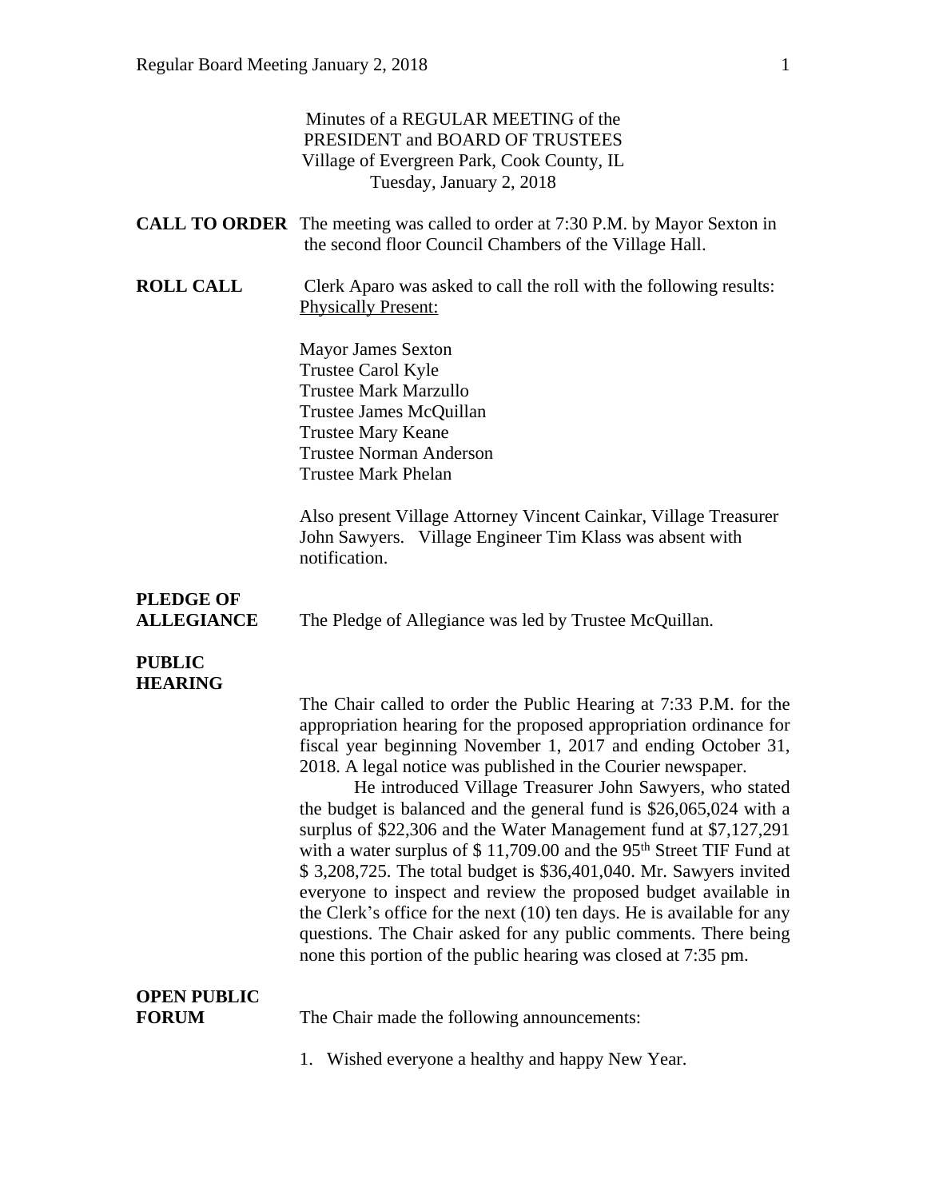Minutes of a REGULAR MEETING of the
PRESIDENT and BOARD OF TRUSTEES
Village of Evergreen Park, Cook County, IL
Tuesday, January 2, 2018

**CALL TO ORDER** The meeting was called to order at 7:30 P.M. by Mayor Sexton in the second floor Council Chambers of the Village Hall.

**ROLL CALL** Clerk Aparo was asked to call the roll with the following results:
Physically Present:

Mayor James Sexton
Trustee Carol Kyle
Trustee Mark Marzullo
Trustee James McQuillan
Trustee Mary Keane
Trustee Norman Anderson
Trustee Mark Phelan

Also present Village Attorney Vincent Cainkar, Village Treasurer John Sawyers. Village Engineer Tim Klass was absent with notification.

**PLEDGE OF ALLEGIANCE** The Pledge of Allegiance was led by Trustee McQuillan.

**PUBLIC HEARING**

The Chair called to order the Public Hearing at 7:33 P.M. for the appropriation hearing for the proposed appropriation ordinance for fiscal year beginning November 1, 2017 and ending October 31, 2018. A legal notice was published in the Courier newspaper.

He introduced Village Treasurer John Sawyers, who stated the budget is balanced and the general fund is $26,065,024 with a surplus of $22,306 and the Water Management fund at $7,127,291 with a water surplus of $ 11,709.00 and the 95th Street TIF Fund at $ 3,208,725. The total budget is $36,401,040. Mr. Sawyers invited everyone to inspect and review the proposed budget available in the Clerk's office for the next (10) ten days. He is available for any questions. The Chair asked for any public comments. There being none this portion of the public hearing was closed at 7:35 pm.

**OPEN PUBLIC FORUM** The Chair made the following announcements:

1. Wished everyone a healthy and happy New Year.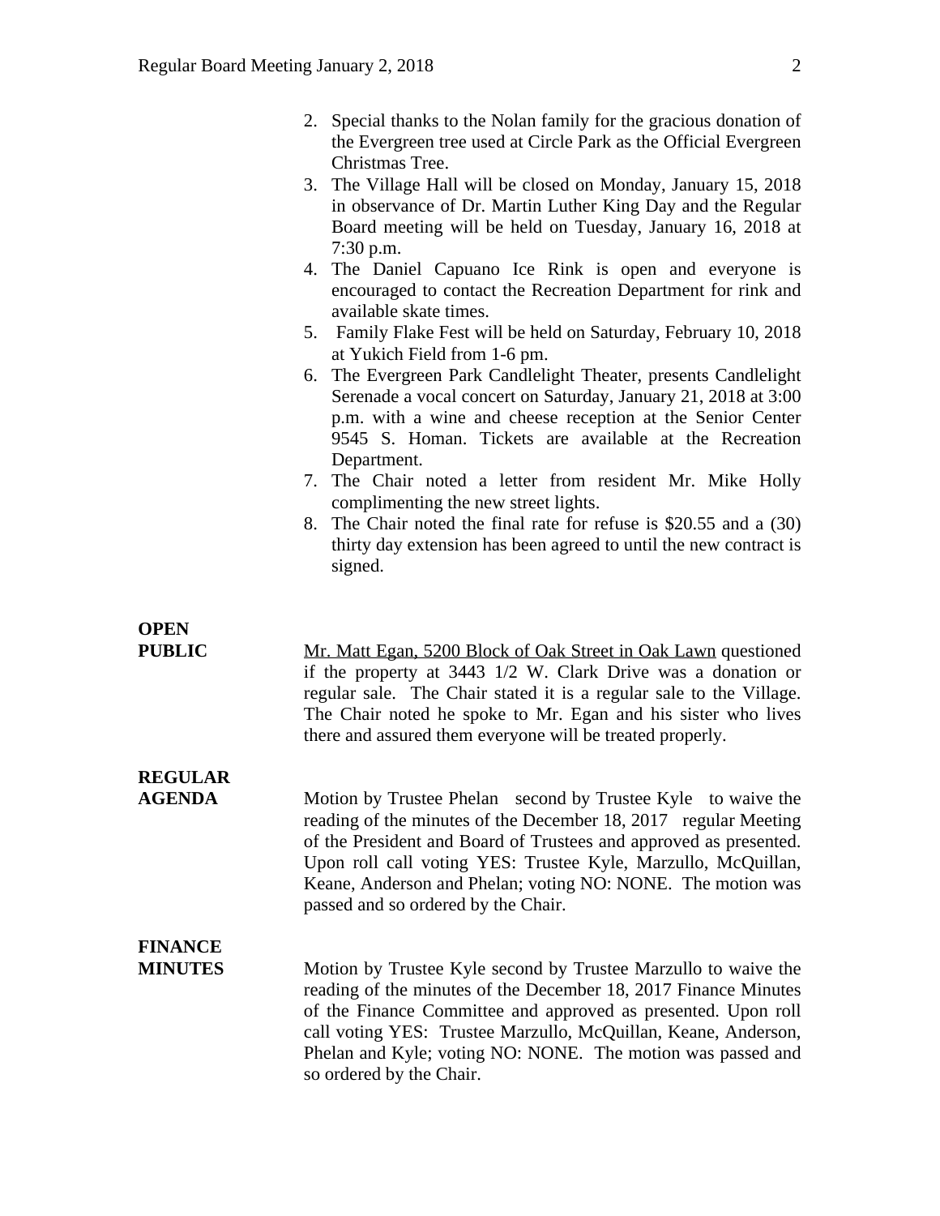2. Special thanks to the Nolan family for the gracious donation of the Evergreen tree used at Circle Park as the Official Evergreen Christmas Tree.
3. The Village Hall will be closed on Monday, January 15, 2018 in observance of Dr. Martin Luther King Day and the Regular Board meeting will be held on Tuesday, January 16, 2018 at 7:30 p.m.
4. The Daniel Capuano Ice Rink is open and everyone is encouraged to contact the Recreation Department for rink and available skate times.
5. Family Flake Fest will be held on Saturday, February 10, 2018 at Yukich Field from 1-6 pm.
6. The Evergreen Park Candlelight Theater, presents Candlelight Serenade a vocal concert on Saturday, January 21, 2018 at 3:00 p.m. with a wine and cheese reception at the Senior Center 9545 S. Homan. Tickets are available at the Recreation Department.
7. The Chair noted a letter from resident Mr. Mike Holly complimenting the new street lights.
8. The Chair noted the final rate for refuse is $20.55 and a (30) thirty day extension has been agreed to until the new contract is signed.

**OPEN PUBLIC**

Mr. Matt Egan, 5200 Block of Oak Street in Oak Lawn questioned if the property at 3443 1/2 W. Clark Drive was a donation or regular sale. The Chair stated it is a regular sale to the Village. The Chair noted he spoke to Mr. Egan and his sister who lives there and assured them everyone will be treated properly.

**REGULAR AGENDA**

Motion by Trustee Phelan second by Trustee Kyle to waive the reading of the minutes of the December 18, 2017 regular Meeting of the President and Board of Trustees and approved as presented. Upon roll call voting YES: Trustee Kyle, Marzullo, McQuillan, Keane, Anderson and Phelan; voting NO: NONE. The motion was passed and so ordered by the Chair.

**FINANCE MINUTES**

Motion by Trustee Kyle second by Trustee Marzullo to waive the reading of the minutes of the December 18, 2017 Finance Minutes of the Finance Committee and approved as presented. Upon roll call voting YES: Trustee Marzullo, McQuillan, Keane, Anderson, Phelan and Kyle; voting NO: NONE. The motion was passed and so ordered by the Chair.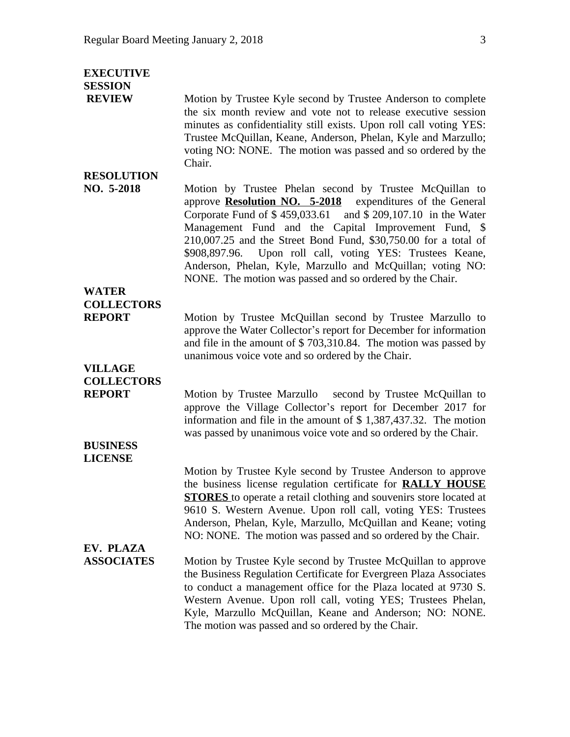**EXECUTIVE SESSION REVIEW**

Motion by Trustee Kyle second by Trustee Anderson to complete the six month review and vote not to release executive session minutes as confidentiality still exists. Upon roll call voting YES: Trustee McQuillan, Keane, Anderson, Phelan, Kyle and Marzullo; voting NO: NONE. The motion was passed and so ordered by the Chair.

**RESOLUTION NO. 5-2018**

Motion by Trustee Phelan second by Trustee McQuillan to approve **Resolution NO. 5-2018** expenditures of the General Corporate Fund of $ 459,033.61 and $ 209,107.10 in the Water Management Fund and the Capital Improvement Fund, $ 210,007.25 and the Street Bond Fund, $30,750.00 for a total of $908,897.96. Upon roll call, voting YES: Trustees Keane, Anderson, Phelan, Kyle, Marzullo and McQuillan; voting NO: NONE. The motion was passed and so ordered by the Chair.

**WATER COLLECTORS REPORT**

Motion by Trustee McQuillan second by Trustee Marzullo to approve the Water Collector's report for December for information and file in the amount of $ 703,310.84. The motion was passed by unanimous voice vote and so ordered by the Chair.

**VILLAGE COLLECTORS REPORT**

Motion by Trustee Marzullo second by Trustee McQuillan to approve the Village Collector's report for December 2017 for information and file in the amount of $ 1,387,437.32. The motion was passed by unanimous voice vote and so ordered by the Chair.

**BUSINESS LICENSE**

Motion by Trustee Kyle second by Trustee Anderson to approve the business license regulation certificate for **RALLY HOUSE STORES** to operate a retail clothing and souvenirs store located at 9610 S. Western Avenue. Upon roll call, voting YES: Trustees Anderson, Phelan, Kyle, Marzullo, McQuillan and Keane; voting NO: NONE. The motion was passed and so ordered by the Chair.

**EV. PLAZA ASSOCIATES**

Motion by Trustee Kyle second by Trustee McQuillan to approve the Business Regulation Certificate for Evergreen Plaza Associates to conduct a management office for the Plaza located at 9730 S. Western Avenue. Upon roll call, voting YES; Trustees Phelan, Kyle, Marzullo McQuillan, Keane and Anderson; NO: NONE. The motion was passed and so ordered by the Chair.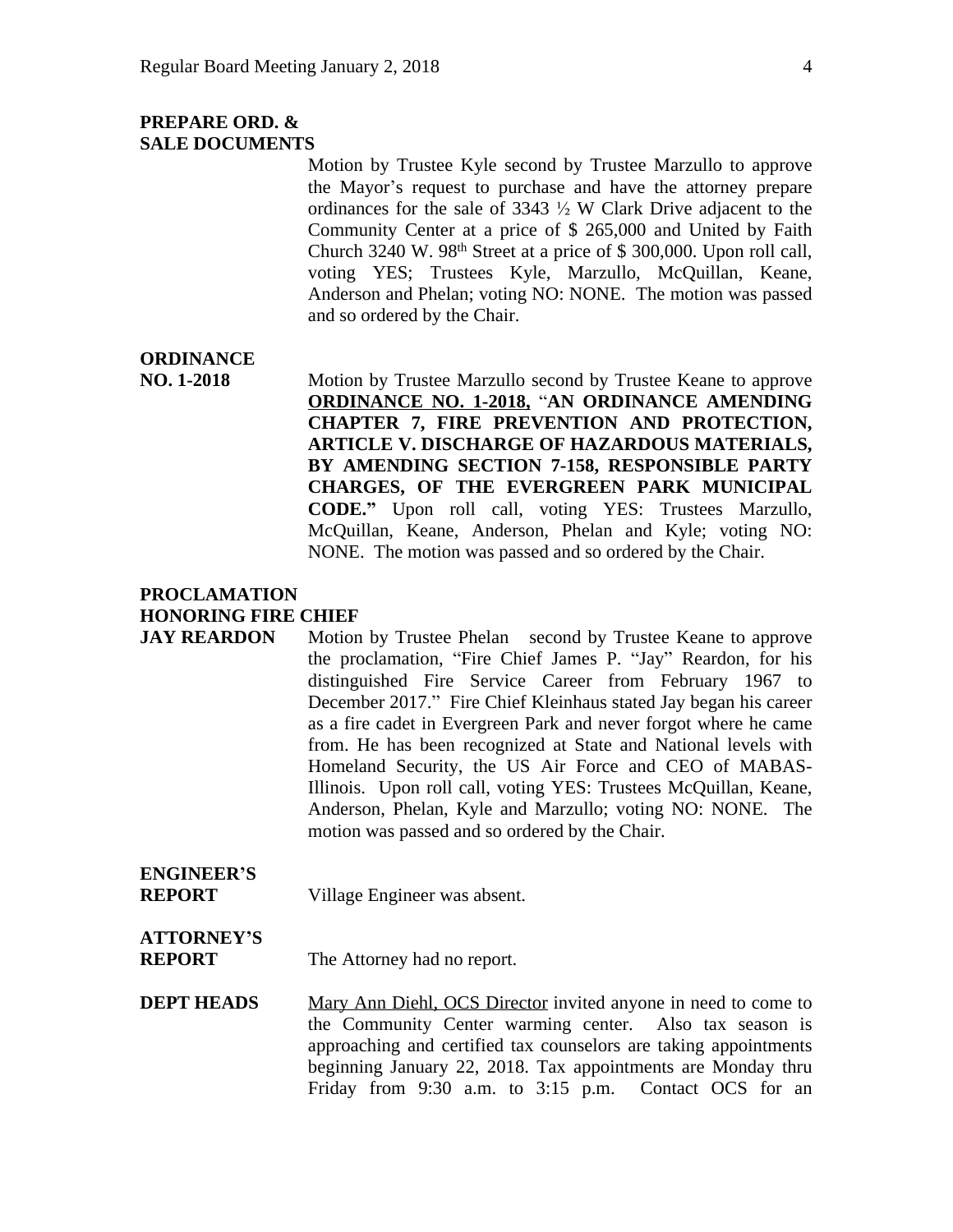**PREPARE ORD. & SALE DOCUMENTS**

Motion by Trustee Kyle second by Trustee Marzullo to approve the Mayor's request to purchase and have the attorney prepare ordinances for the sale of 3343 ½ W Clark Drive adjacent to the Community Center at a price of $ 265,000 and United by Faith Church 3240 W. 98th Street at a price of $ 300,000. Upon roll call, voting YES; Trustees Kyle, Marzullo, McQuillan, Keane, Anderson and Phelan; voting NO: NONE. The motion was passed and so ordered by the Chair.

**ORDINANCE NO. 1-2018**

Motion by Trustee Marzullo second by Trustee Keane to approve **<u>ORDINANCE NO. 1-2018,</u>** "**AN ORDINANCE AMENDING CHAPTER 7, FIRE PREVENTION AND PROTECTION, ARTICLE V. DISCHARGE OF HAZARDOUS MATERIALS, BY AMENDING SECTION 7-158, RESPONSIBLE PARTY CHARGES, OF THE EVERGREEN PARK MUNICIPAL CODE."** Upon roll call, voting YES: Trustees Marzullo, McQuillan, Keane, Anderson, Phelan and Kyle; voting NO: NONE. The motion was passed and so ordered by the Chair.

**PROCLAMATION HONORING FIRE CHIEF JAY REARDON**

Motion by Trustee Phelan second by Trustee Keane to approve the proclamation, "Fire Chief James P. "Jay" Reardon, for his distinguished Fire Service Career from February 1967 to December 2017." Fire Chief Kleinhaus stated Jay began his career as a fire cadet in Evergreen Park and never forgot where he came from. He has been recognized at State and National levels with Homeland Security, the US Air Force and CEO of MABAS-Illinois. Upon roll call, voting YES: Trustees McQuillan, Keane, Anderson, Phelan, Kyle and Marzullo; voting NO: NONE. The motion was passed and so ordered by the Chair.

**ENGINEER'S REPORT**

Village Engineer was absent.

**ATTORNEY'S REPORT**

The Attorney had no report.

**DEPT HEADS**

<u>Mary Ann Diehl, OCS Director</u> invited anyone in need to come to the Community Center warming center. Also tax season is approaching and certified tax counselors are taking appointments beginning January 22, 2018. Tax appointments are Monday thru Friday from 9:30 a.m. to 3:15 p.m. Contact OCS for an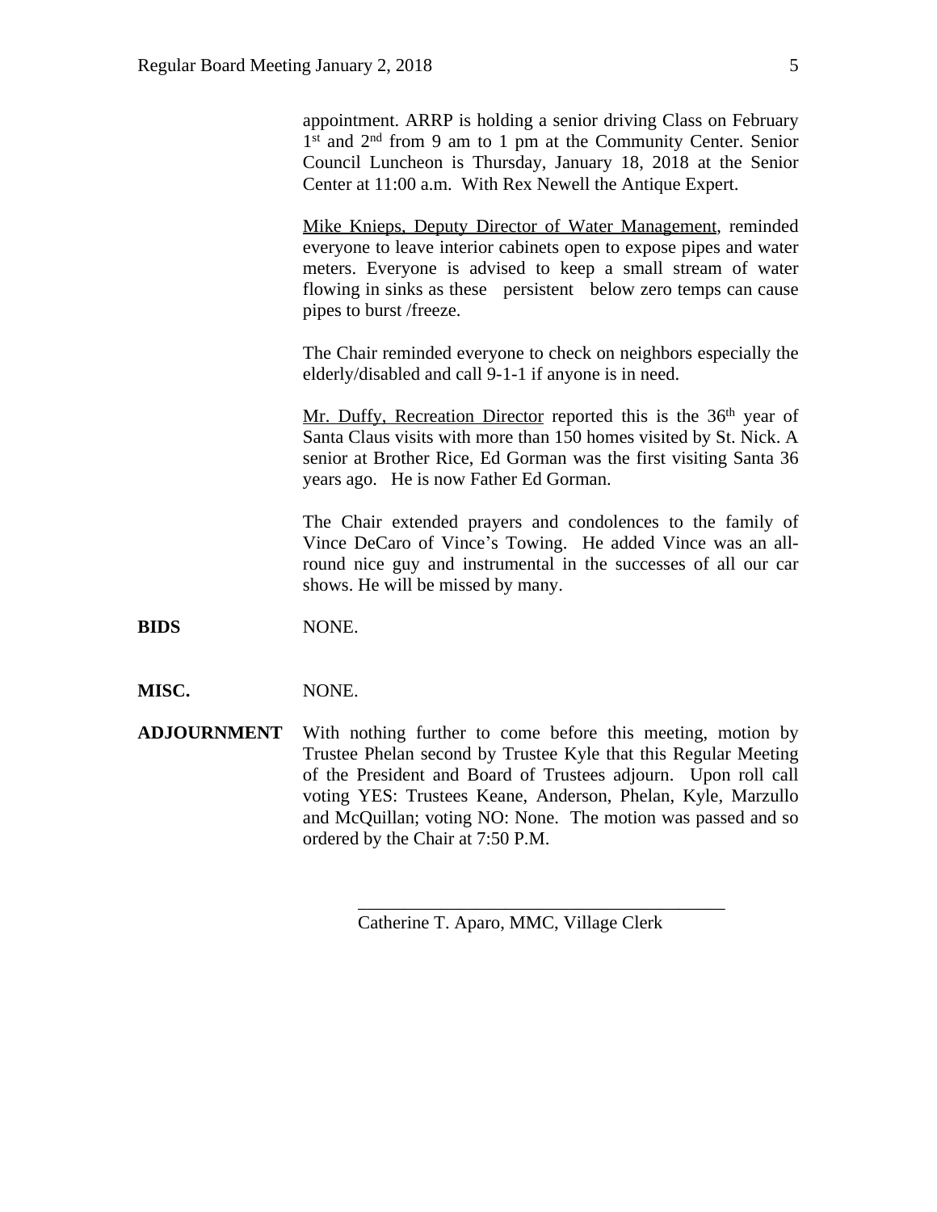appointment. ARRP is holding a senior driving Class on February 1st and 2nd from 9 am to 1 pm at the Community Center. Senior Council Luncheon is Thursday, January 18, 2018 at the Senior Center at 11:00 a.m. With Rex Newell the Antique Expert.

Mike Knieps, Deputy Director of Water Management, reminded everyone to leave interior cabinets open to expose pipes and water meters. Everyone is advised to keep a small stream of water flowing in sinks as these persistent below zero temps can cause pipes to burst /freeze.

The Chair reminded everyone to check on neighbors especially the elderly/disabled and call 9-1-1 if anyone is in need.

Mr. Duffy, Recreation Director reported this is the 36th year of Santa Claus visits with more than 150 homes visited by St. Nick. A senior at Brother Rice, Ed Gorman was the first visiting Santa 36 years ago. He is now Father Ed Gorman.

The Chair extended prayers and condolences to the family of Vince DeCaro of Vince's Towing. He added Vince was an all-round nice guy and instrumental in the successes of all our car shows. He will be missed by many.

**BIDS** NONE.

**MISC.** NONE.

**ADJOURNMENT** With nothing further to come before this meeting, motion by Trustee Phelan second by Trustee Kyle that this Regular Meeting of the President and Board of Trustees adjourn. Upon roll call voting YES: Trustees Keane, Anderson, Phelan, Kyle, Marzullo and McQuillan; voting NO: None. The motion was passed and so ordered by the Chair at 7:50 P.M.

\_\_\_\_\_\_\_\_\_\_\_\_\_\_\_\_\_\_\_\_\_\_\_\_\_\_\_\_\_\_\_\_\_\_\_\_\_\_\_\_

Catherine T. Aparo, MMC, Village Clerk